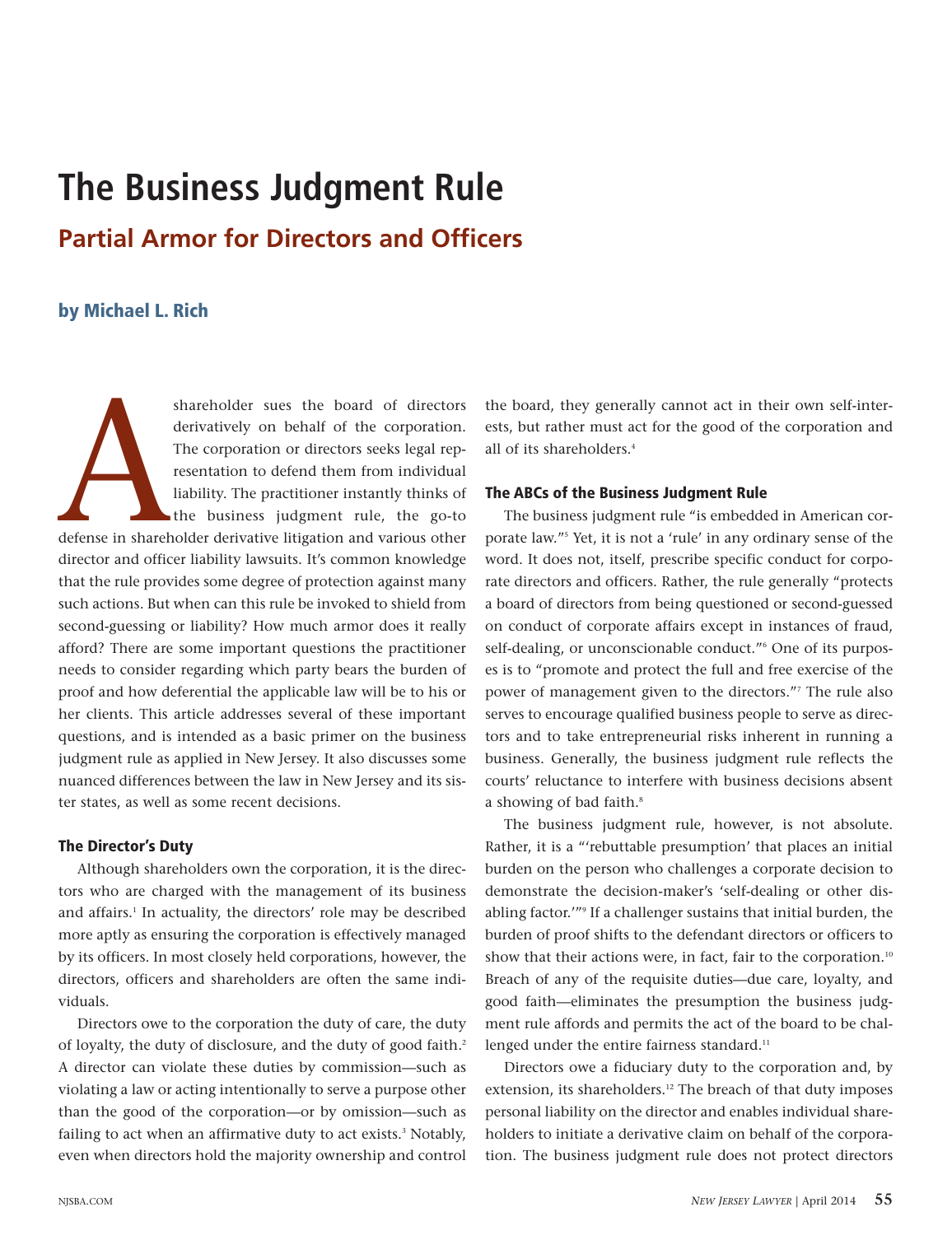# The Business Judgment Rule

## Partial Armor for Directors and Officers

### by Michael L. Rich

A shareholder sues the board of directors derivatively on behalf of the corporation. The corporation or directors seeks legal representation to defend them from individual liability. The practitioner instantly thinks of the business judgment rule, the go-to defense in shareholder derivative litigation and various other director and officer liability lawsuits. It's common knowledge that the rule provides some degree of protection against many such actions. But when can this rule be invoked to shield from second-guessing or liability? How much armor does it really afford? There are some important questions the practitioner needs to consider regarding which party bears the burden of proof and how deferential the applicable law will be to his or her clients. This article addresses several of these important questions, and is intended as a basic primer on the business judgment rule as applied in New Jersey. It also discusses some nuanced differences between the law in New Jersey and its sister states, as well as some recent decisions.

#### The Director's Duty

Although shareholders own the corporation, it is the directors who are charged with the management of its business and affairs.[1] In actuality, the directors' role may be described more aptly as ensuring the corporation is effectively managed by its officers. In most closely held corporations, however, the directors, officers and shareholders are often the same individuals.

Directors owe to the corporation the duty of care, the duty of loyalty, the duty of disclosure, and the duty of good faith.[2] A director can violate these duties by commission—such as violating a law or acting intentionally to serve a purpose other than the good of the corporation—or by omission—such as failing to act when an affirmative duty to act exists.[3] Notably, even when directors hold the majority ownership and control the board, they generally cannot act in their own self-interests, but rather must act for the good of the corporation and all of its shareholders.[4]

#### The ABCs of the Business Judgment Rule

The business judgment rule "is embedded in American corporate law."[5] Yet, it is not a 'rule' in any ordinary sense of the word. It does not, itself, prescribe specific conduct for corporate directors and officers. Rather, the rule generally "protects a board of directors from being questioned or second-guessed on conduct of corporate affairs except in instances of fraud, self-dealing, or unconscionable conduct."[6] One of its purposes is to "promote and protect the full and free exercise of the power of management given to the directors."[7] The rule also serves to encourage qualified business people to serve as directors and to take entrepreneurial risks inherent in running a business. Generally, the business judgment rule reflects the courts' reluctance to interfere with business decisions absent a showing of bad faith.[8]

The business judgment rule, however, is not absolute. Rather, it is a "'rebuttable presumption' that places an initial burden on the person who challenges a corporate decision to demonstrate the decision-maker's 'self-dealing or other disabling factor.'"[9] If a challenger sustains that initial burden, the burden of proof shifts to the defendant directors or officers to show that their actions were, in fact, fair to the corporation.[10] Breach of any of the requisite duties—due care, loyalty, and good faith—eliminates the presumption the business judgment rule affords and permits the act of the board to be challenged under the entire fairness standard.[11]

Directors owe a fiduciary duty to the corporation and, by extension, its shareholders.[12] The breach of that duty imposes personal liability on the director and enables individual shareholders to initiate a derivative claim on behalf of the corporation. The business judgment rule does not protect directors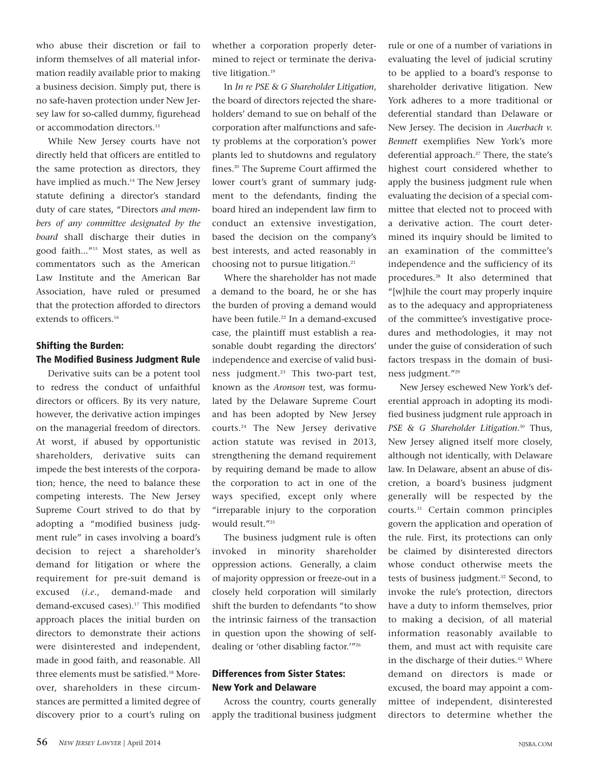who abuse their discretion or fail to inform themselves of all material information readily available prior to making a business decision. Simply put, there is no safe-haven protection under New Jersey law for so-called dummy, figurehead or accommodation directors.[13]

While New Jersey courts have not directly held that officers are entitled to the same protection as directors, they have implied as much.[14] The New Jersey statute defining a director's standard duty of care states, "Directors *and members of any committee designated by the board* shall discharge their duties in good faith..."[15] Most states, as well as commentators such as the American Law Institute and the American Bar Association, have ruled or presumed that the protection afforded to directors extends to officers.[16]

### Shifting the Burden: The Modified Business Judgment Rule

Derivative suits can be a potent tool to redress the conduct of unfaithful directors or officers. By its very nature, however, the derivative action impinges on the managerial freedom of directors. At worst, if abused by opportunistic shareholders, derivative suits can impede the best interests of the corporation; hence, the need to balance these competing interests. The New Jersey Supreme Court strived to do that by adopting a "modified business judgment rule" in cases involving a board's decision to reject a shareholder's demand for litigation or where the requirement for pre-suit demand is excused (*i.e.*, demand-made and demand-excused cases).[17] This modified approach places the initial burden on directors to demonstrate their actions were disinterested and independent, made in good faith, and reasonable. All three elements must be satisfied.[18] Moreover, shareholders in these circumstances are permitted a limited degree of discovery prior to a court's ruling on whether a corporation properly determined to reject or terminate the derivative litigation.[19]

In *In re PSE & G Shareholder Litigation*, the board of directors rejected the shareholders' demand to sue on behalf of the corporation after malfunctions and safety problems at the corporation's power plants led to shutdowns and regulatory fines.[20] The Supreme Court affirmed the lower court's grant of summary judgment to the defendants, finding the board hired an independent law firm to conduct an extensive investigation, based the decision on the company's best interests, and acted reasonably in choosing not to pursue litigation.[21]

Where the shareholder has not made a demand to the board, he or she has the burden of proving a demand would have been futile.[22] In a demand-excused case, the plaintiff must establish a reasonable doubt regarding the directors' independence and exercise of valid business judgment.[23] This two-part test, known as the *Aronson* test, was formulated by the Delaware Supreme Court and has been adopted by New Jersey courts.[24] The New Jersey derivative action statute was revised in 2013, strengthening the demand requirement by requiring demand be made to allow the corporation to act in one of the ways specified, except only where "irreparable injury to the corporation would result."[25]

The business judgment rule is often invoked in minority shareholder oppression actions. Generally, a claim of majority oppression or freeze-out in a closely held corporation will similarly shift the burden to defendants "to show the intrinsic fairness of the transaction in question upon the showing of self-dealing or 'other disabling factor.'"[26]

### Differences from Sister States: New York and Delaware

Across the country, courts generally apply the traditional business judgment rule or one of a number of variations in evaluating the level of judicial scrutiny to be applied to a board's response to shareholder derivative litigation. New York adheres to a more traditional or deferential standard than Delaware or New Jersey. The decision in *Auerbach v. Bennett* exemplifies New York's more deferential approach.[27] There, the state's highest court considered whether to apply the business judgment rule when evaluating the decision of a special committee that elected not to proceed with a derivative action. The court determined its inquiry should be limited to an examination of the committee's independence and the sufficiency of its procedures.[28] It also determined that "[w]hile the court may properly inquire as to the adequacy and appropriateness of the committee's investigative procedures and methodologies, it may not under the guise of consideration of such factors trespass in the domain of business judgment."[29]

New Jersey eschewed New York's deferential approach in adopting its modified business judgment rule approach in *PSE & G Shareholder Litigation*.[30] Thus, New Jersey aligned itself more closely, although not identically, with Delaware law. In Delaware, absent an abuse of discretion, a board's business judgment generally will be respected by the courts.[31] Certain common principles govern the application and operation of the rule. First, its protections can only be claimed by disinterested directors whose conduct otherwise meets the tests of business judgment.[32] Second, to invoke the rule's protection, directors have a duty to inform themselves, prior to making a decision, of all material information reasonably available to them, and must act with requisite care in the discharge of their duties.[33] Where demand on directors is made or excused, the board may appoint a committee of independent, disinterested directors to determine whether the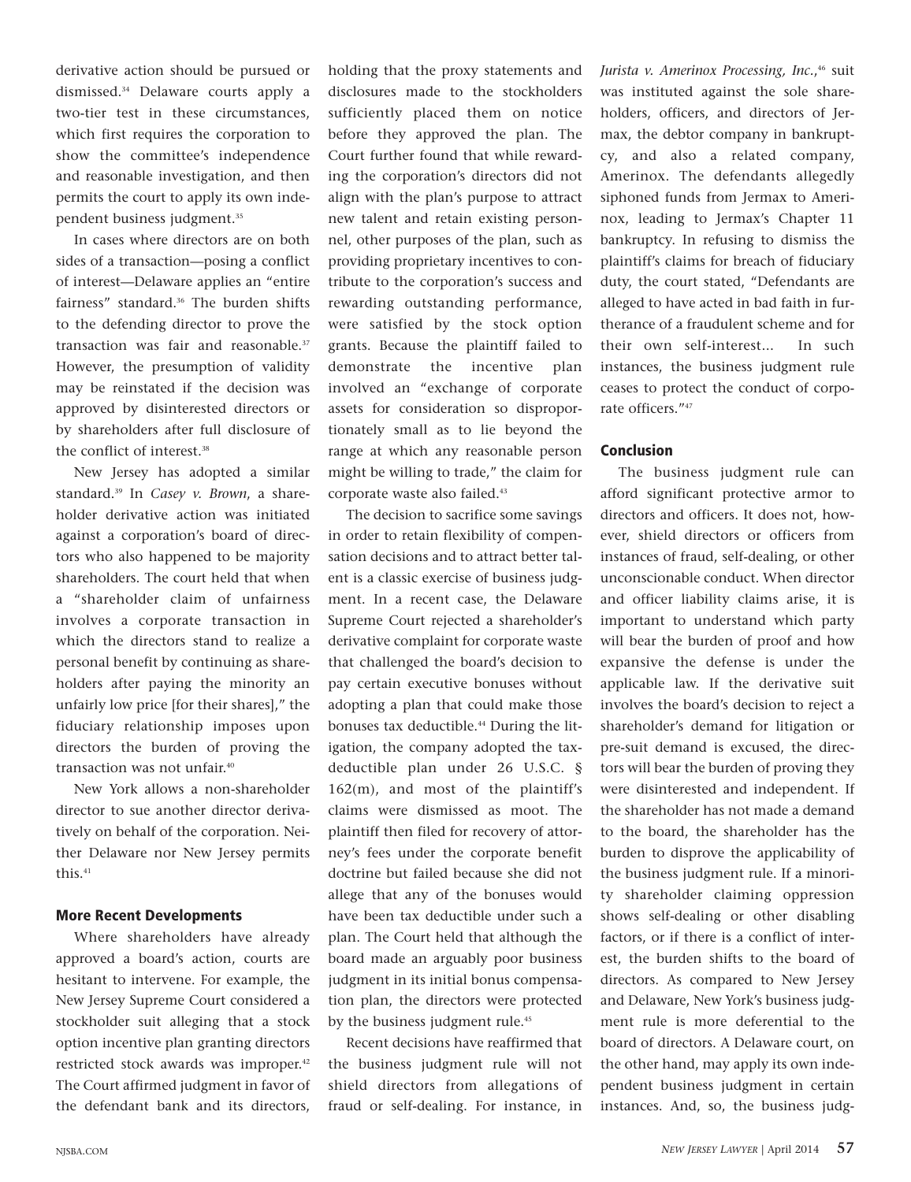derivative action should be pursued or dismissed.[34] Delaware courts apply a two-tier test in these circumstances, which first requires the corporation to show the committee's independence and reasonable investigation, and then permits the court to apply its own independent business judgment.[35]

In cases where directors are on both sides of a transaction—posing a conflict of interest—Delaware applies an "entire fairness" standard.[36] The burden shifts to the defending director to prove the transaction was fair and reasonable.[37] However, the presumption of validity may be reinstated if the decision was approved by disinterested directors or by shareholders after full disclosure of the conflict of interest.[38]

New Jersey has adopted a similar standard.[39] In *Casey v. Brown*, a shareholder derivative action was initiated against a corporation's board of directors who also happened to be majority shareholders. The court held that when a "shareholder claim of unfairness involves a corporate transaction in which the directors stand to realize a personal benefit by continuing as shareholders after paying the minority an unfairly low price [for their shares]," the fiduciary relationship imposes upon directors the burden of proving the transaction was not unfair.[40]

New York allows a non-shareholder director to sue another director derivatively on behalf of the corporation. Neither Delaware nor New Jersey permits this.[41]

### More Recent Developments

Where shareholders have already approved a board's action, courts are hesitant to intervene. For example, the New Jersey Supreme Court considered a stockholder suit alleging that a stock option incentive plan granting directors restricted stock awards was improper.[42] The Court affirmed judgment in favor of the defendant bank and its directors, holding that the proxy statements and disclosures made to the stockholders sufficiently placed them on notice before they approved the plan. The Court further found that while rewarding the corporation's directors did not align with the plan's purpose to attract new talent and retain existing personnel, other purposes of the plan, such as providing proprietary incentives to contribute to the corporation's success and rewarding outstanding performance, were satisfied by the stock option grants. Because the plaintiff failed to demonstrate the incentive plan involved an "exchange of corporate assets for consideration so disproportionately small as to lie beyond the range at which any reasonable person might be willing to trade," the claim for corporate waste also failed.[43]

The decision to sacrifice some savings in order to retain flexibility of compensation decisions and to attract better talent is a classic exercise of business judgment. In a recent case, the Delaware Supreme Court rejected a shareholder's derivative complaint for corporate waste that challenged the board's decision to pay certain executive bonuses without adopting a plan that could make those bonuses tax deductible.[44] During the litigation, the company adopted the tax-deductible plan under 26 U.S.C. § 162(m), and most of the plaintiff's claims were dismissed as moot. The plaintiff then filed for recovery of attorney's fees under the corporate benefit doctrine but failed because she did not allege that any of the bonuses would have been tax deductible under such a plan. The Court held that although the board made an arguably poor business judgment in its initial bonus compensation plan, the directors were protected by the business judgment rule.[45]

Recent decisions have reaffirmed that the business judgment rule will not shield directors from allegations of fraud or self-dealing. For instance, in *Jurista v. Amerinox Processing, Inc.*,[46] suit was instituted against the sole shareholders, officers, and directors of Jermax, the debtor company in bankruptcy, and also a related company, Amerinox. The defendants allegedly siphoned funds from Jermax to Amerinox, leading to Jermax's Chapter 11 bankruptcy. In refusing to dismiss the plaintiff's claims for breach of fiduciary duty, the court stated, "Defendants are alleged to have acted in bad faith in furtherance of a fraudulent scheme and for their own self-interest... In such instances, the business judgment rule ceases to protect the conduct of corporate officers."[47]

### Conclusion

The business judgment rule can afford significant protective armor to directors and officers. It does not, however, shield directors or officers from instances of fraud, self-dealing, or other unconscionable conduct. When director and officer liability claims arise, it is important to understand which party will bear the burden of proof and how expansive the defense is under the applicable law. If the derivative suit involves the board's decision to reject a shareholder's demand for litigation or pre-suit demand is excused, the directors will bear the burden of proving they were disinterested and independent. If the shareholder has not made a demand to the board, the shareholder has the burden to disprove the applicability of the business judgment rule. If a minority shareholder claiming oppression shows self-dealing or other disabling factors, or if there is a conflict of interest, the burden shifts to the board of directors. As compared to New Jersey and Delaware, New York's business judgment rule is more deferential to the board of directors. A Delaware court, on the other hand, may apply its own independent business judgment in certain instances. And, so, the business judg-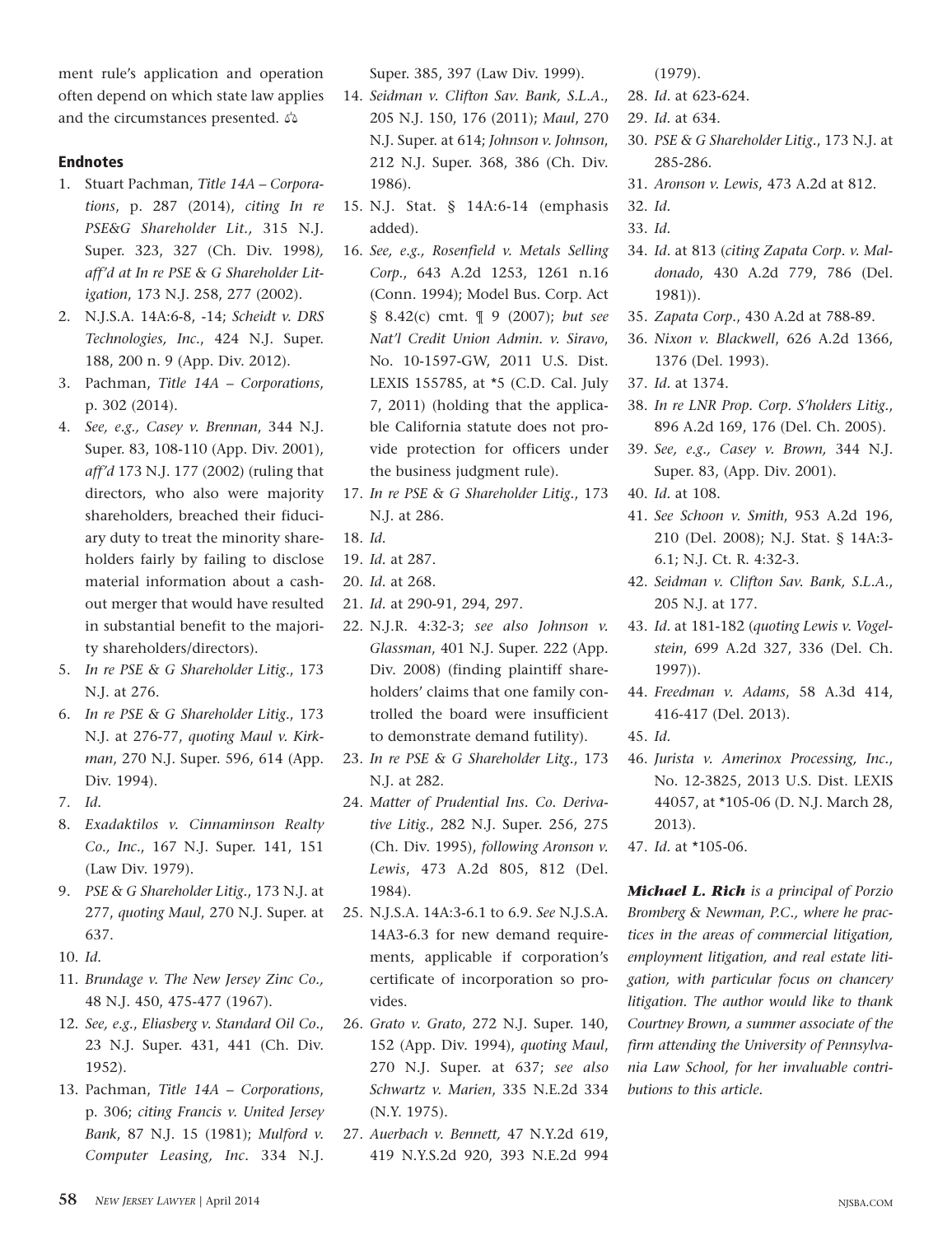ment rule's application and operation often depend on which state law applies and the circumstances presented. ⚖

## Endnotes

1. Stuart Pachman, *Title 14A – Corporations*, p. 287 (2014), *citing In re PSE&G Shareholder Lit.,* 315 N.J. Super. 323, 327 (Ch. Div. 1998*), aff'd at In re PSE & G Shareholder Litigation*, 173 N.J. 258, 277 (2002).
2. N.J.S.A. 14A:6-8, -14; *Scheidt v. DRS Technologies, Inc.*, 424 N.J. Super. 188, 200 n. 9 (App. Div. 2012).
3. Pachman, *Title 14A – Corporations*, p. 302 (2014).
4. *See, e.g., Casey v. Brennan*, 344 N.J. Super. 83, 108-110 (App. Div. 2001), *aff'd* 173 N.J. 177 (2002) (ruling that directors, who also were majority shareholders, breached their fiduciary duty to treat the minority shareholders fairly by failing to disclose material information about a cash-out merger that would have resulted in substantial benefit to the majority shareholders/directors).
5. *In re PSE & G Shareholder Litig.*, 173 N.J. at 276.
6. *In re PSE & G Shareholder Litig.*, 173 N.J. at 276-77, *quoting Maul v. Kirkman*, 270 N.J. Super. 596, 614 (App. Div. 1994).
7. *Id.*
8. *Exadaktilos v. Cinnaminson Realty Co., Inc.*, 167 N.J. Super. 141, 151 (Law Div. 1979).
9. *PSE & G Shareholder Litig.*, 173 N.J. at 277, *quoting Maul*, 270 N.J. Super. at 637.
10. *Id.*
11. *Brundage v. The New Jersey Zinc Co.,* 48 N.J. 450, 475-477 (1967).
12. *See, e.g.*, *Eliasberg v. Standard Oil Co.*, 23 N.J. Super. 431, 441 (Ch. Div. 1952).
13. Pachman, *Title 14A – Corporations*, p. 306; *citing Francis v. United Jersey Bank*, 87 N.J. 15 (1981); *Mulford v. Computer Leasing, Inc.* 334 N.J. Super. 385, 397 (Law Div. 1999).
14. *Seidman v. Clifton Sav. Bank, S.L.A.*, 205 N.J. 150, 176 (2011); *Maul*, 270 N.J. Super. at 614; *Johnson v. Johnson*, 212 N.J. Super. 368, 386 (Ch. Div. 1986).
15. N.J. Stat. § 14A:6-14 (emphasis added).
16. *See, e.g., Rosenfield v. Metals Selling Corp.*, 643 A.2d 1253, 1261 n.16 (Conn. 1994); Model Bus. Corp. Act § 8.42(c) cmt. ¶ 9 (2007); *but see Nat'l Credit Union Admin. v. Siravo*, No. 10-1597-GW, 2011 U.S. Dist. LEXIS 155785, at *5 (C.D. Cal. July 7, 2011) (holding that the applicable California statute does not provide protection for officers under the business judgment rule).
17. *In re PSE & G Shareholder Litig.*, 173 N.J. at 286.
18. *Id.*
19. *Id.* at 287.
20. *Id.* at 268.
21. *Id.* at 290-91, 294, 297.
22. N.J.R. 4:32-3; *see also Johnson v. Glassman*, 401 N.J. Super. 222 (App. Div. 2008) (finding plaintiff shareholders' claims that one family controlled the board were insufficient to demonstrate demand futility).
23. *In re PSE & G Shareholder Litg.*, 173 N.J. at 282.
24. *Matter of Prudential Ins. Co. Derivative Litig.*, 282 N.J. Super. 256, 275 (Ch. Div. 1995), *following Aronson v. Lewis*, 473 A.2d 805, 812 (Del. 1984).
25. N.J.S.A. 14A:3-6.1 to 6.9. *See* N.J.S.A. 14A3-6.3 for new demand requirements, applicable if corporation's certificate of incorporation so provides.
26. *Grato v. Grato*, 272 N.J. Super. 140, 152 (App. Div. 1994), *quoting Maul*, 270 N.J. Super. at 637; *see also Schwartz v. Marien*, 335 N.E.2d 334 (N.Y. 1975).
27. *Auerbach v. Bennett,* 47 N.Y.2d 619, 419 N.Y.S.2d 920, 393 N.E.2d 994 (1979).
28. *Id.* at 623-624.
29. *Id.* at 634.
30. *PSE & G Shareholder Litig.*, 173 N.J. at 285-286.
31. *Aronson v. Lewis*, 473 A.2d at 812.
32. *Id.*
33. *Id.*
34. *Id.* at 813 (*citing Zapata Corp. v. Maldonado*, 430 A.2d 779, 786 (Del. 1981)).
35. *Zapata Corp.*, 430 A.2d at 788-89.
36. *Nixon v. Blackwell*, 626 A.2d 1366, 1376 (Del. 1993).
37. *Id.* at 1374.
38. *In re LNR Prop. Corp. S'holders Litig.*, 896 A.2d 169, 176 (Del. Ch. 2005).
39. *See, e.g., Casey v. Brown,* 344 N.J. Super. 83, (App. Div. 2001).
40. *Id.* at 108.
41. *See Schoon v. Smith*, 953 A.2d 196, 210 (Del. 2008); N.J. Stat. § 14A:3-6.1; N.J. Ct. R. 4:32-3.
42. *Seidman v. Clifton Sav. Bank, S.L.A.*, 205 N.J. at 177.
43. *Id.* at 181-182 (*quoting Lewis v. Vogelstein*, 699 A.2d 327, 336 (Del. Ch. 1997)).
44. *Freedman v. Adams*, 58 A.3d 414, 416-417 (Del. 2013).
45. *Id.*
46. *Jurista v. Amerinox Processing, Inc.*, No. 12-3825, 2013 U.S. Dist. LEXIS 44057, at *105-06 (D. N.J. March 28, 2013).
47. *Id.* at *105-06.

***Michael L. Rich*** *is a principal of Porzio Bromberg & Newman, P.C., where he practices in the areas of commercial litigation, employment litigation, and real estate litigation, with particular focus on chancery litigation. The author would like to thank Courtney Brown, a summer associate of the firm attending the University of Pennsylvania Law School, for her invaluable contributions to this article.*